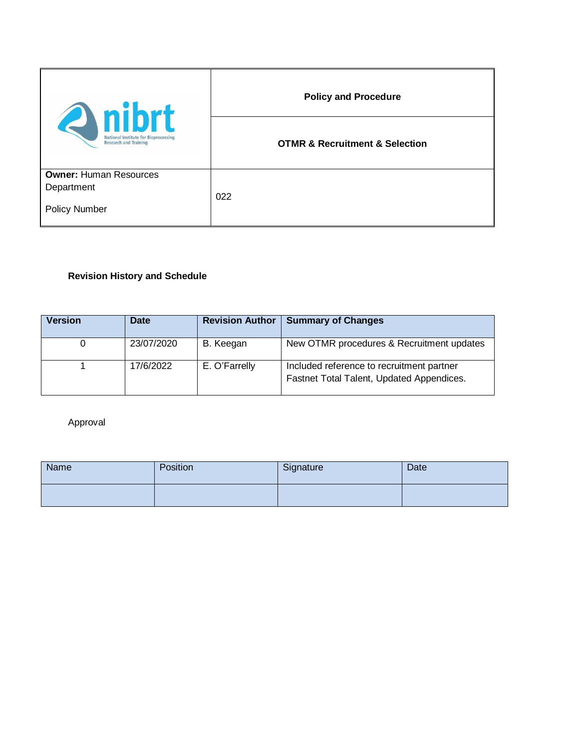| | |
|---|---|
| nibrt National Institute for Bioprocessing Research and Training | **Policy and Procedure** |
| | **OTMR & Recruitment & Selection** |
| **Owner:** Human Resources Department<br><br>Policy Number | 022 |

**Revision History and Schedule**

| Version | Date | Revision Author | Summary of Changes |
|---|---|---|---|
| 0 | 23/07/2020 | B. Keegan | New OTMR procedures & Recruitment updates |
| 1 | 17/6/2022 | E. O'Farrelly | Included reference to recruitment partner Fastnet Total Talent, Updated Appendices. |

Approval

| Name | Position | Signature | Date |
|---|---|---|---|
| | | | |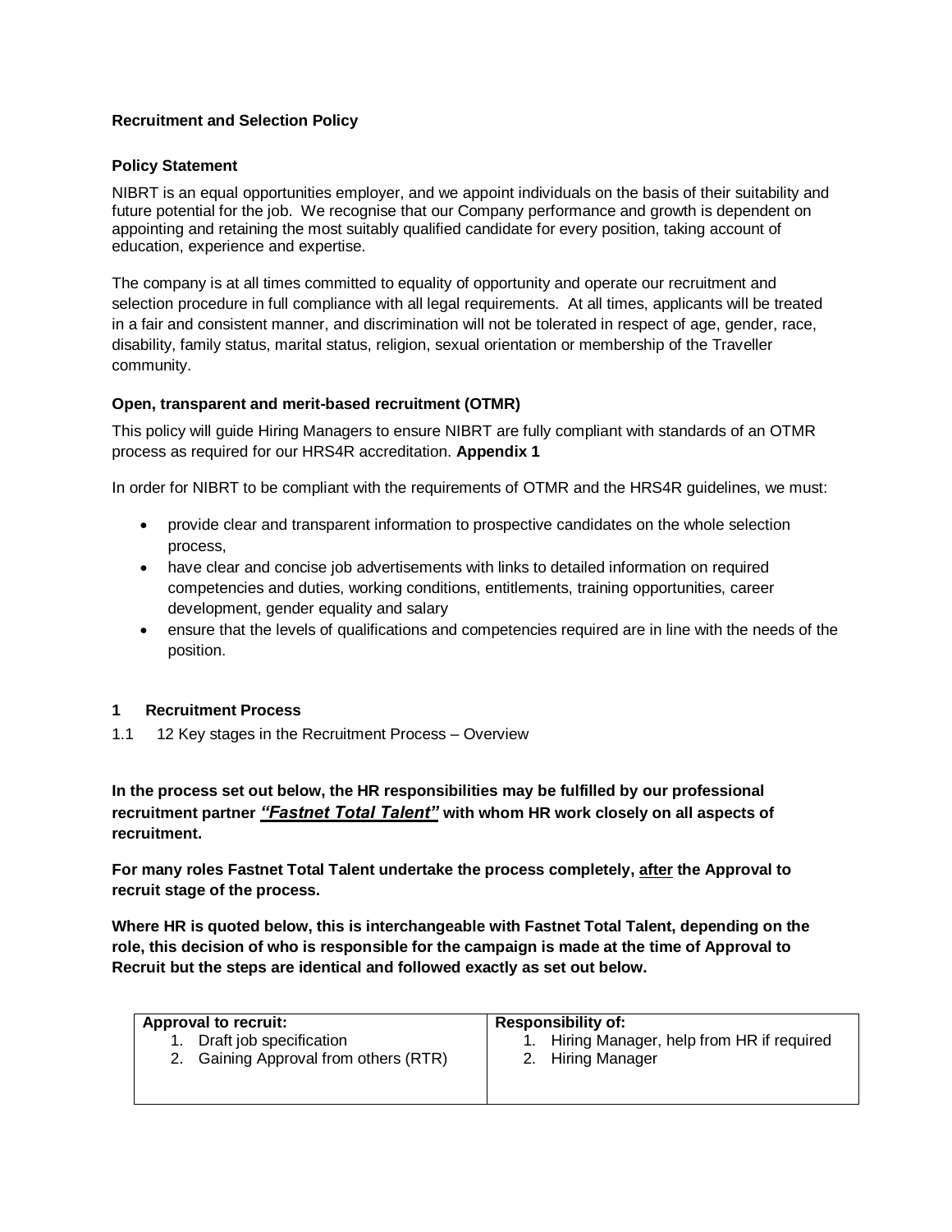**Recruitment and Selection Policy**

**Policy Statement**

NIBRT is an equal opportunities employer, and we appoint individuals on the basis of their suitability and future potential for the job. We recognise that our Company performance and growth is dependent on appointing and retaining the most suitably qualified candidate for every position, taking account of education, experience and expertise.

The company is at all times committed to equality of opportunity and operate our recruitment and selection procedure in full compliance with all legal requirements. At all times, applicants will be treated in a fair and consistent manner, and discrimination will not be tolerated in respect of age, gender, race, disability, family status, marital status, religion, sexual orientation or membership of the Traveller community.

**Open, transparent and merit-based recruitment (OTMR)**

This policy will guide Hiring Managers to ensure NIBRT are fully compliant with standards of an OTMR process as required for our HRS4R accreditation. **Appendix 1**

In order for NIBRT to be compliant with the requirements of OTMR and the HRS4R guidelines, we must:

- provide clear and transparent information to prospective candidates on the whole selection process,
- have clear and concise job advertisements with links to detailed information on required competencies and duties, working conditions, entitlements, training opportunities, career development, gender equality and salary
- ensure that the levels of qualifications and competencies required are in line with the needs of the position.

**1 Recruitment Process**

1.1 12 Key stages in the Recruitment Process – Overview

**In the process set out below, the HR responsibilities may be fulfilled by our professional recruitment partner *"Fastnet Total Talent"* with whom HR work closely on all aspects of recruitment.**

**For many roles Fastnet Total Talent undertake the process completely, after the Approval to recruit stage of the process.**

**Where HR is quoted below, this is interchangeable with Fastnet Total Talent, depending on the role, this decision of who is responsible for the campaign is made at the time of Approval to Recruit but the steps are identical and followed exactly as set out below.**

| **Approval to recruit:** | **Responsibility of:** |
|---|---|
| 1. Draft job specification<br>2. Gaining Approval from others (RTR) | 1. Hiring Manager, help from HR if required<br>2. Hiring Manager |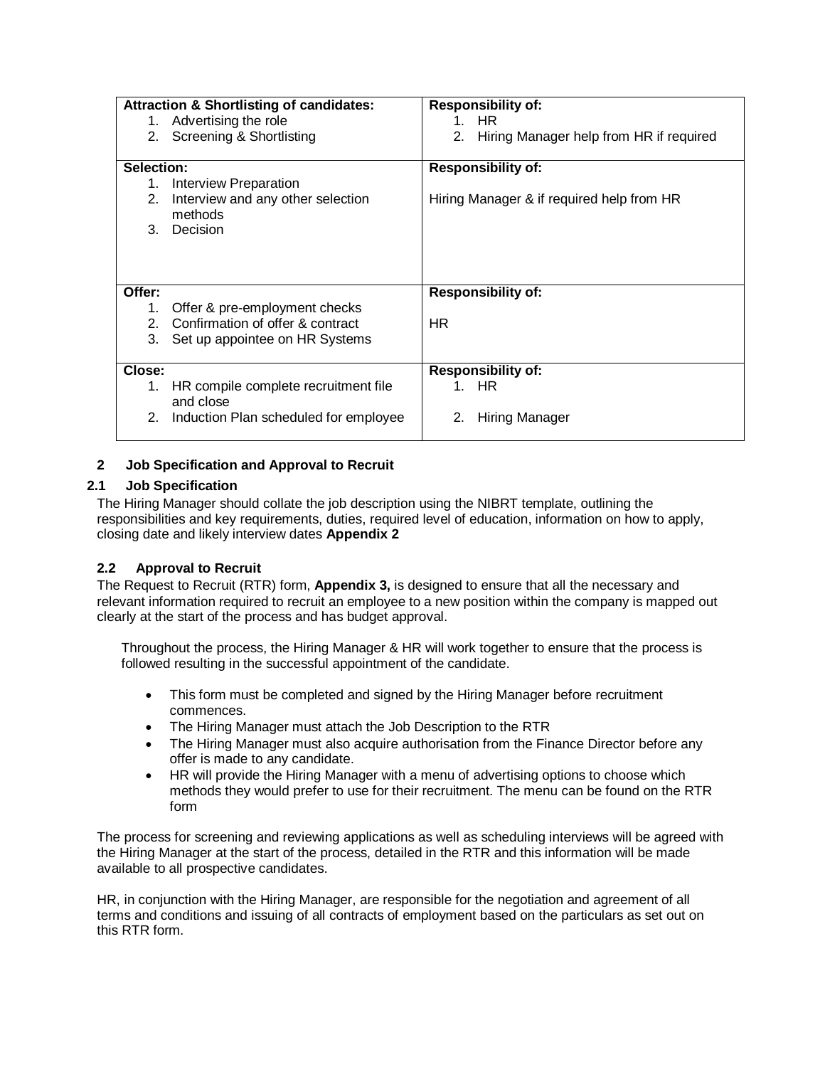| | |
|---|---|
| **Attraction & Shortlisting of candidates:**<br>1. Advertising the role<br>2. Screening & Shortlisting | **Responsibility of:**<br>1. HR<br>2. Hiring Manager help from HR if required |
| **Selection:**<br>1. Interview Preparation<br>2. Interview and any other selection methods<br>3. Decision | **Responsibility of:**<br>Hiring Manager & if required help from HR |
| **Offer:**<br>1. Offer & pre-employment checks<br>2. Confirmation of offer & contract<br>3. Set up appointee on HR Systems | **Responsibility of:**<br>HR |
| **Close:**<br>1. HR compile complete recruitment file and close<br>2. Induction Plan scheduled for employee | **Responsibility of:**<br>1. HR<br>2. Hiring Manager |

## 2 Job Specification and Approval to Recruit

### 2.1 Job Specification

The Hiring Manager should collate the job description using the NIBRT template, outlining the responsibilities and key requirements, duties, required level of education, information on how to apply, closing date and likely interview dates **Appendix 2**

### 2.2 Approval to Recruit

The Request to Recruit (RTR) form, **Appendix 3,** is designed to ensure that all the necessary and relevant information required to recruit an employee to a new position within the company is mapped out clearly at the start of the process and has budget approval.

Throughout the process, the Hiring Manager & HR will work together to ensure that the process is followed resulting in the successful appointment of the candidate.

- This form must be completed and signed by the Hiring Manager before recruitment commences.
- The Hiring Manager must attach the Job Description to the RTR
- The Hiring Manager must also acquire authorisation from the Finance Director before any offer is made to any candidate.
- HR will provide the Hiring Manager with a menu of advertising options to choose which methods they would prefer to use for their recruitment. The menu can be found on the RTR form

The process for screening and reviewing applications as well as scheduling interviews will be agreed with the Hiring Manager at the start of the process, detailed in the RTR and this information will be made available to all prospective candidates.

HR, in conjunction with the Hiring Manager, are responsible for the negotiation and agreement of all terms and conditions and issuing of all contracts of employment based on the particulars as set out on this RTR form.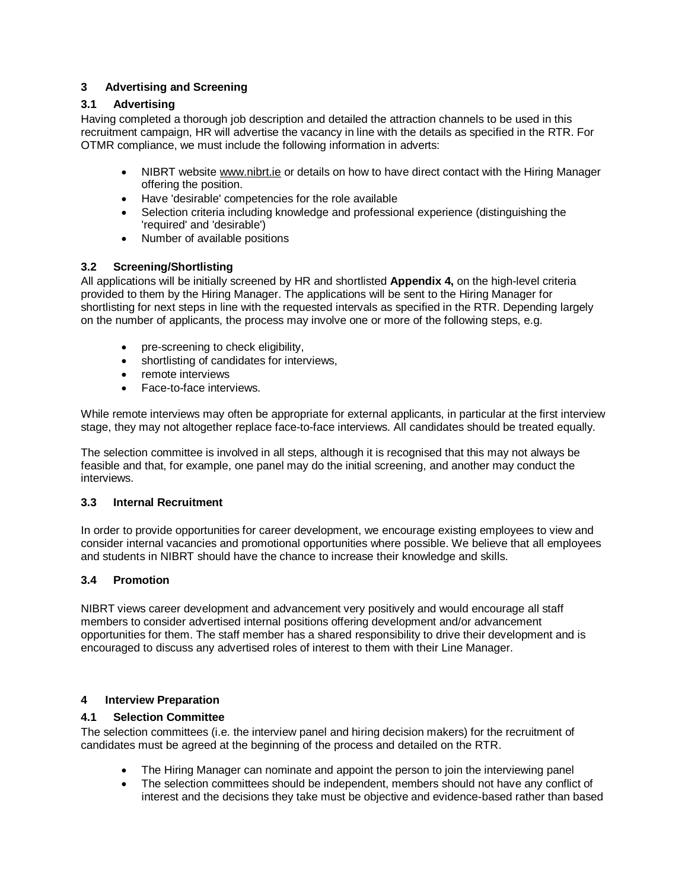## 3 Advertising and Screening

### 3.1 Advertising

Having completed a thorough job description and detailed the attraction channels to be used in this recruitment campaign, HR will advertise the vacancy in line with the details as specified in the RTR. For OTMR compliance, we must include the following information in adverts:

- NIBRT website www.nibrt.ie or details on how to have direct contact with the Hiring Manager offering the position.
- Have 'desirable' competencies for the role available
- Selection criteria including knowledge and professional experience (distinguishing the 'required' and 'desirable')
- Number of available positions

### 3.2 Screening/Shortlisting

All applications will be initially screened by HR and shortlisted **Appendix 4,** on the high-level criteria provided to them by the Hiring Manager. The applications will be sent to the Hiring Manager for shortlisting for next steps in line with the requested intervals as specified in the RTR. Depending largely on the number of applicants, the process may involve one or more of the following steps, e.g.

- pre-screening to check eligibility,
- shortlisting of candidates for interviews,
- remote interviews
- Face-to-face interviews.

While remote interviews may often be appropriate for external applicants, in particular at the first interview stage, they may not altogether replace face-to-face interviews. All candidates should be treated equally.

The selection committee is involved in all steps, although it is recognised that this may not always be feasible and that, for example, one panel may do the initial screening, and another may conduct the interviews.

### 3.3 Internal Recruitment

In order to provide opportunities for career development, we encourage existing employees to view and consider internal vacancies and promotional opportunities where possible. We believe that all employees and students in NIBRT should have the chance to increase their knowledge and skills.

### 3.4 Promotion

NIBRT views career development and advancement very positively and would encourage all staff members to consider advertised internal positions offering development and/or advancement opportunities for them. The staff member has a shared responsibility to drive their development and is encouraged to discuss any advertised roles of interest to them with their Line Manager.

## 4 Interview Preparation

### 4.1 Selection Committee

The selection committees (i.e. the interview panel and hiring decision makers) for the recruitment of candidates must be agreed at the beginning of the process and detailed on the RTR.

- The Hiring Manager can nominate and appoint the person to join the interviewing panel
- The selection committees should be independent, members should not have any conflict of interest and the decisions they take must be objective and evidence-based rather than based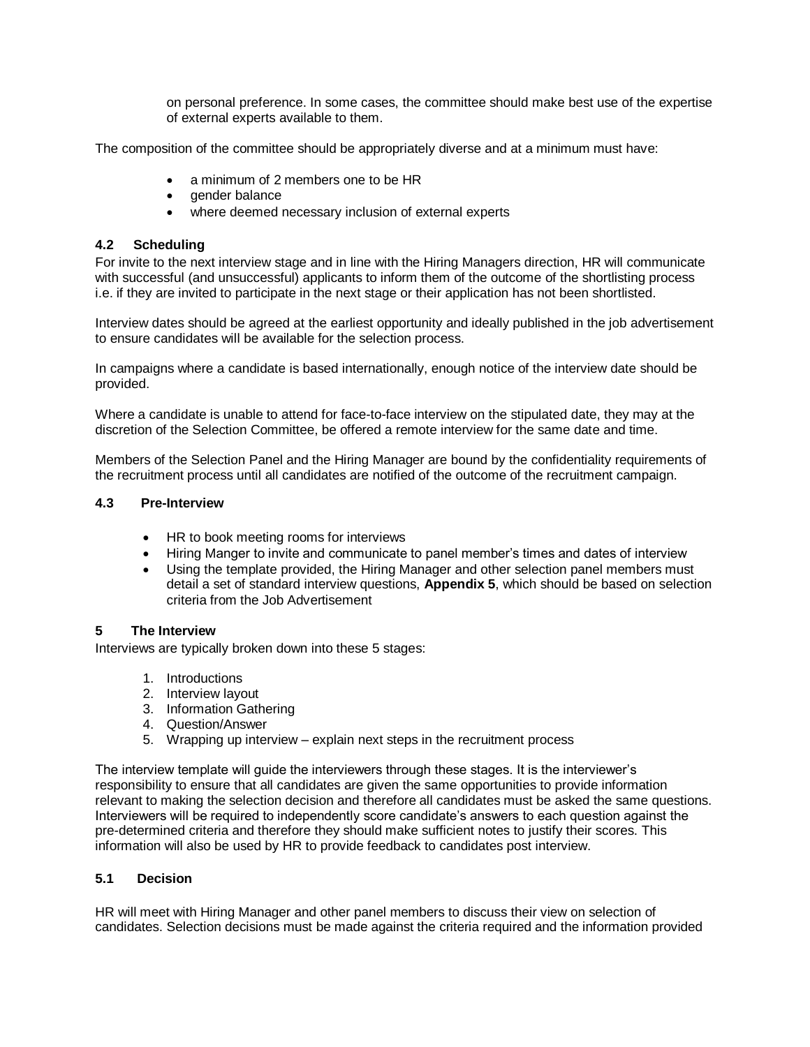on personal preference. In some cases, the committee should make best use of the expertise of external experts available to them.

The composition of the committee should be appropriately diverse and at a minimum must have:

- a minimum of 2 members one to be HR
- gender balance
- where deemed necessary inclusion of external experts

### 4.2 Scheduling

For invite to the next interview stage and in line with the Hiring Managers direction, HR will communicate with successful (and unsuccessful) applicants to inform them of the outcome of the shortlisting process i.e. if they are invited to participate in the next stage or their application has not been shortlisted.

Interview dates should be agreed at the earliest opportunity and ideally published in the job advertisement to ensure candidates will be available for the selection process.

In campaigns where a candidate is based internationally, enough notice of the interview date should be provided.

Where a candidate is unable to attend for face-to-face interview on the stipulated date, they may at the discretion of the Selection Committee, be offered a remote interview for the same date and time.

Members of the Selection Panel and the Hiring Manager are bound by the confidentiality requirements of the recruitment process until all candidates are notified of the outcome of the recruitment campaign.

### 4.3 Pre-Interview

- HR to book meeting rooms for interviews
- Hiring Manger to invite and communicate to panel member's times and dates of interview
- Using the template provided, the Hiring Manager and other selection panel members must detail a set of standard interview questions, **Appendix 5**, which should be based on selection criteria from the Job Advertisement

## 5 The Interview

Interviews are typically broken down into these 5 stages:

1. Introductions
2. Interview layout
3. Information Gathering
4. Question/Answer
5. Wrapping up interview – explain next steps in the recruitment process

The interview template will guide the interviewers through these stages. It is the interviewer's responsibility to ensure that all candidates are given the same opportunities to provide information relevant to making the selection decision and therefore all candidates must be asked the same questions. Interviewers will be required to independently score candidate's answers to each question against the pre-determined criteria and therefore they should make sufficient notes to justify their scores. This information will also be used by HR to provide feedback to candidates post interview.

### 5.1 Decision

HR will meet with Hiring Manager and other panel members to discuss their view on selection of candidates. Selection decisions must be made against the criteria required and the information provided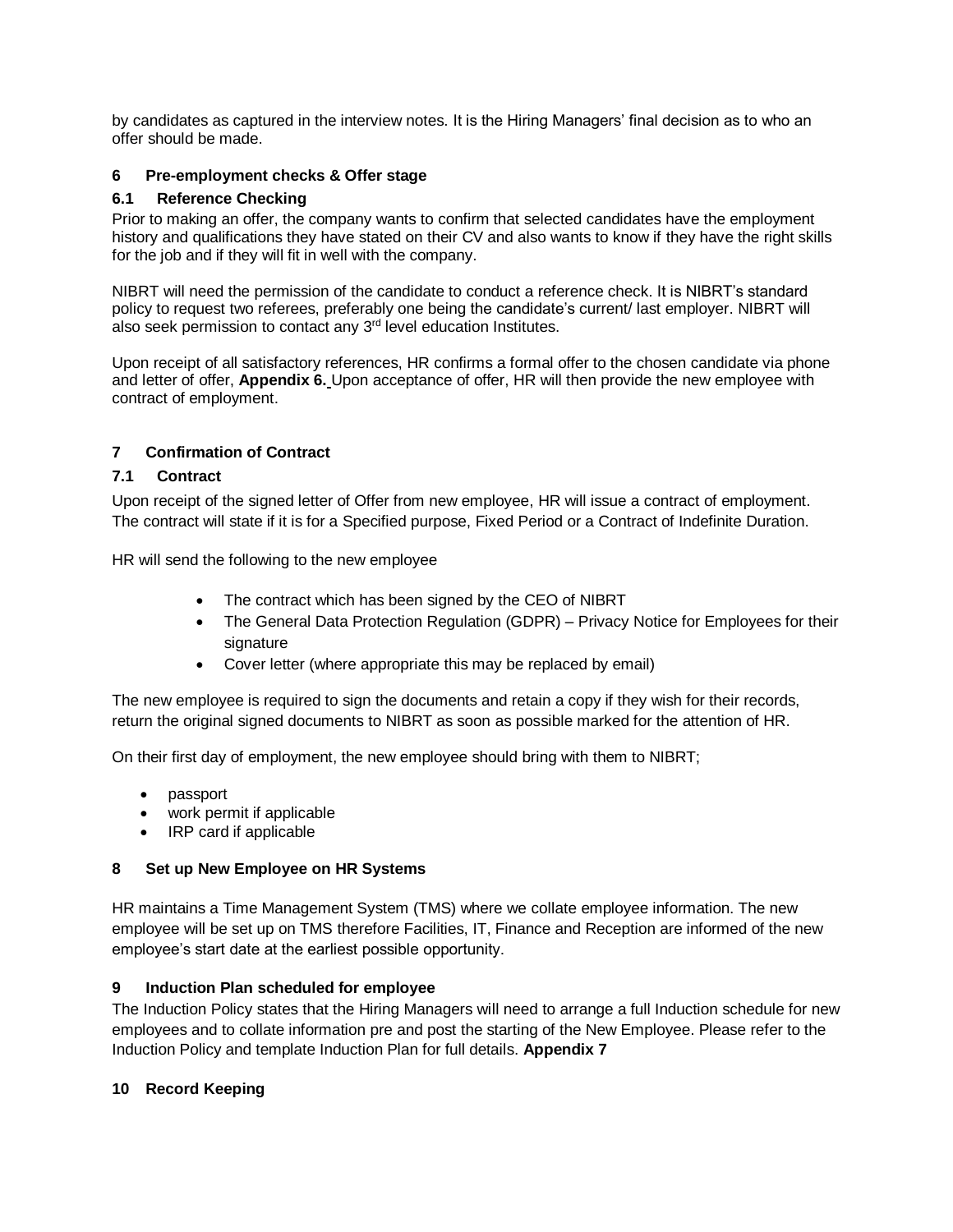by candidates as captured in the interview notes. It is the Hiring Managers' final decision as to who an offer should be made.

## 6 Pre-employment checks & Offer stage

### 6.1 Reference Checking

Prior to making an offer, the company wants to confirm that selected candidates have the employment history and qualifications they have stated on their CV and also wants to know if they have the right skills for the job and if they will fit in well with the company.

NIBRT will need the permission of the candidate to conduct a reference check. It is NIBRT's standard policy to request two referees, preferably one being the candidate's current/ last employer. NIBRT will also seek permission to contact any 3rd level education Institutes.

Upon receipt of all satisfactory references, HR confirms a formal offer to the chosen candidate via phone and letter of offer, **Appendix 6.** Upon acceptance of offer, HR will then provide the new employee with contract of employment.

## 7 Confirmation of Contract

### 7.1 Contract

Upon receipt of the signed letter of Offer from new employee, HR will issue a contract of employment. The contract will state if it is for a Specified purpose, Fixed Period or a Contract of Indefinite Duration.

HR will send the following to the new employee

- The contract which has been signed by the CEO of NIBRT
- The General Data Protection Regulation (GDPR) – Privacy Notice for Employees for their signature
- Cover letter (where appropriate this may be replaced by email)

The new employee is required to sign the documents and retain a copy if they wish for their records, return the original signed documents to NIBRT as soon as possible marked for the attention of HR.

On their first day of employment, the new employee should bring with them to NIBRT;

- passport
- work permit if applicable
- IRP card if applicable

## 8 Set up New Employee on HR Systems

HR maintains a Time Management System (TMS) where we collate employee information. The new employee will be set up on TMS therefore Facilities, IT, Finance and Reception are informed of the new employee's start date at the earliest possible opportunity.

## 9 Induction Plan scheduled for employee

The Induction Policy states that the Hiring Managers will need to arrange a full Induction schedule for new employees and to collate information pre and post the starting of the New Employee. Please refer to the Induction Policy and template Induction Plan for full details. **Appendix 7**

## 10 Record Keeping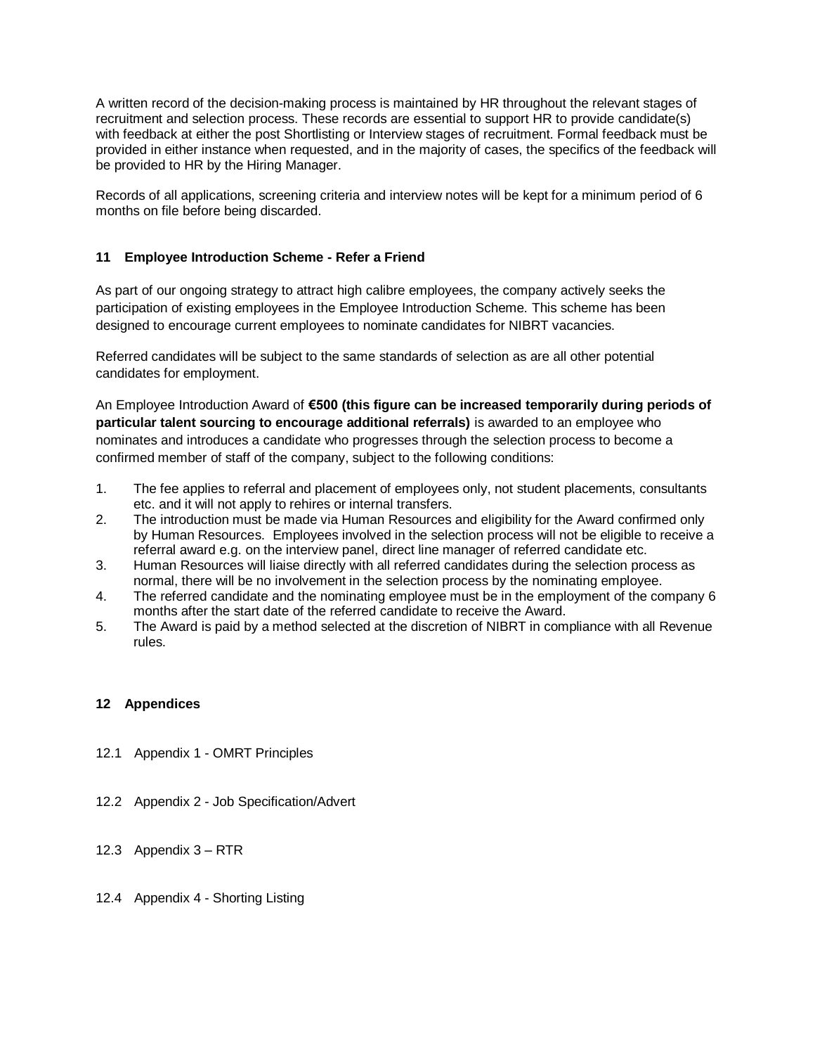A written record of the decision-making process is maintained by HR throughout the relevant stages of recruitment and selection process. These records are essential to support HR to provide candidate(s) with feedback at either the post Shortlisting or Interview stages of recruitment. Formal feedback must be provided in either instance when requested, and in the majority of cases, the specifics of the feedback will be provided to HR by the Hiring Manager.

Records of all applications, screening criteria and interview notes will be kept for a minimum period of 6 months on file before being discarded.

## 11 Employee Introduction Scheme - Refer a Friend

As part of our ongoing strategy to attract high calibre employees, the company actively seeks the participation of existing employees in the Employee Introduction Scheme. This scheme has been designed to encourage current employees to nominate candidates for NIBRT vacancies.

Referred candidates will be subject to the same standards of selection as are all other potential candidates for employment.

An Employee Introduction Award of **€500 (this figure can be increased temporarily during periods of particular talent sourcing to encourage additional referrals)** is awarded to an employee who nominates and introduces a candidate who progresses through the selection process to become a confirmed member of staff of the company, subject to the following conditions:

1. The fee applies to referral and placement of employees only, not student placements, consultants etc. and it will not apply to rehires or internal transfers.
2. The introduction must be made via Human Resources and eligibility for the Award confirmed only by Human Resources. Employees involved in the selection process will not be eligible to receive a referral award e.g. on the interview panel, direct line manager of referred candidate etc.
3. Human Resources will liaise directly with all referred candidates during the selection process as normal, there will be no involvement in the selection process by the nominating employee.
4. The referred candidate and the nominating employee must be in the employment of the company 6 months after the start date of the referred candidate to receive the Award.
5. The Award is paid by a method selected at the discretion of NIBRT in compliance with all Revenue rules.

## 12 Appendices

12.1 Appendix 1 - OMRT Principles

12.2 Appendix 2 - Job Specification/Advert

12.3 Appendix 3 – RTR

12.4 Appendix 4 - Shorting Listing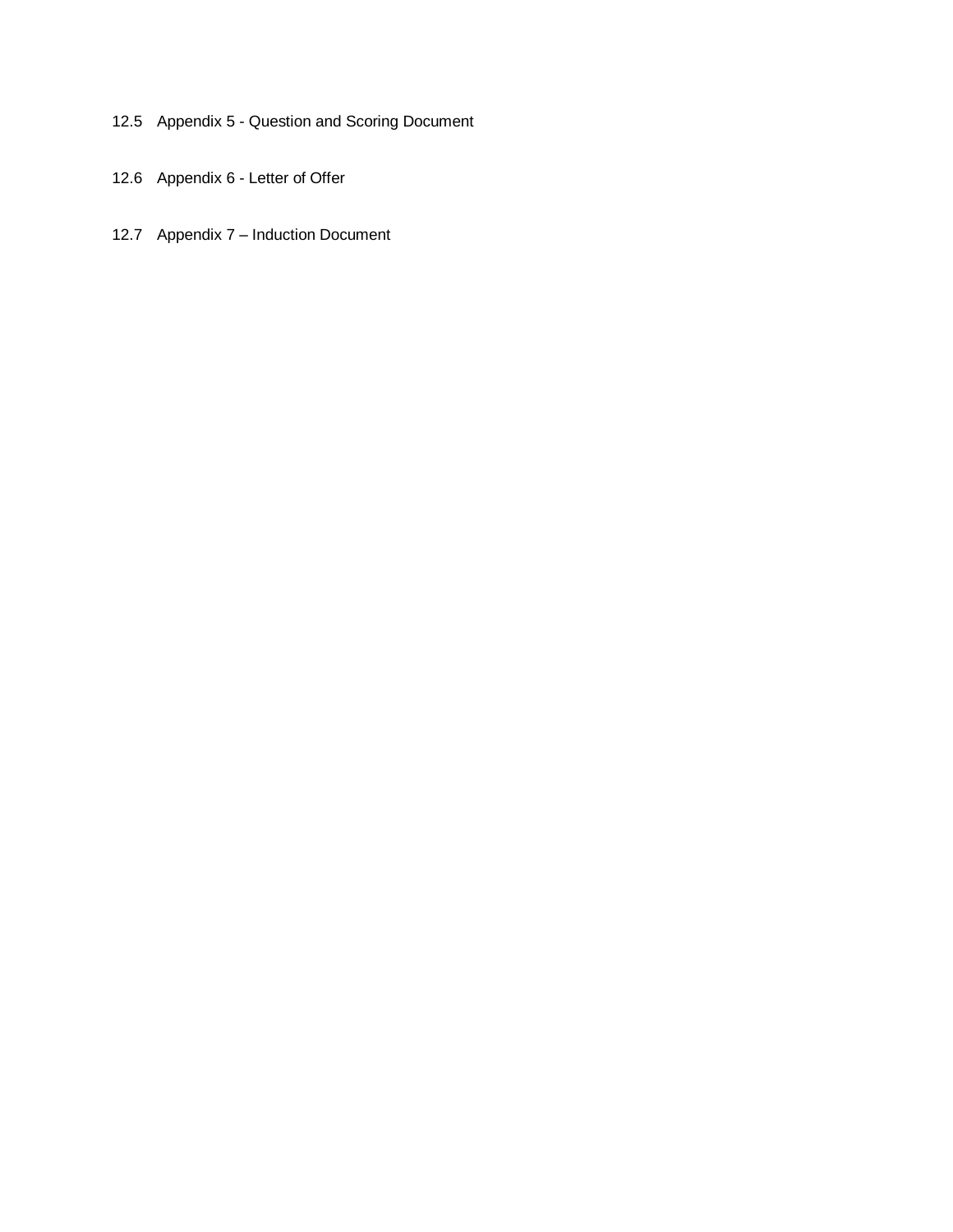12.5 Appendix 5 - Question and Scoring Document

12.6 Appendix 6 - Letter of Offer

12.7 Appendix 7 – Induction Document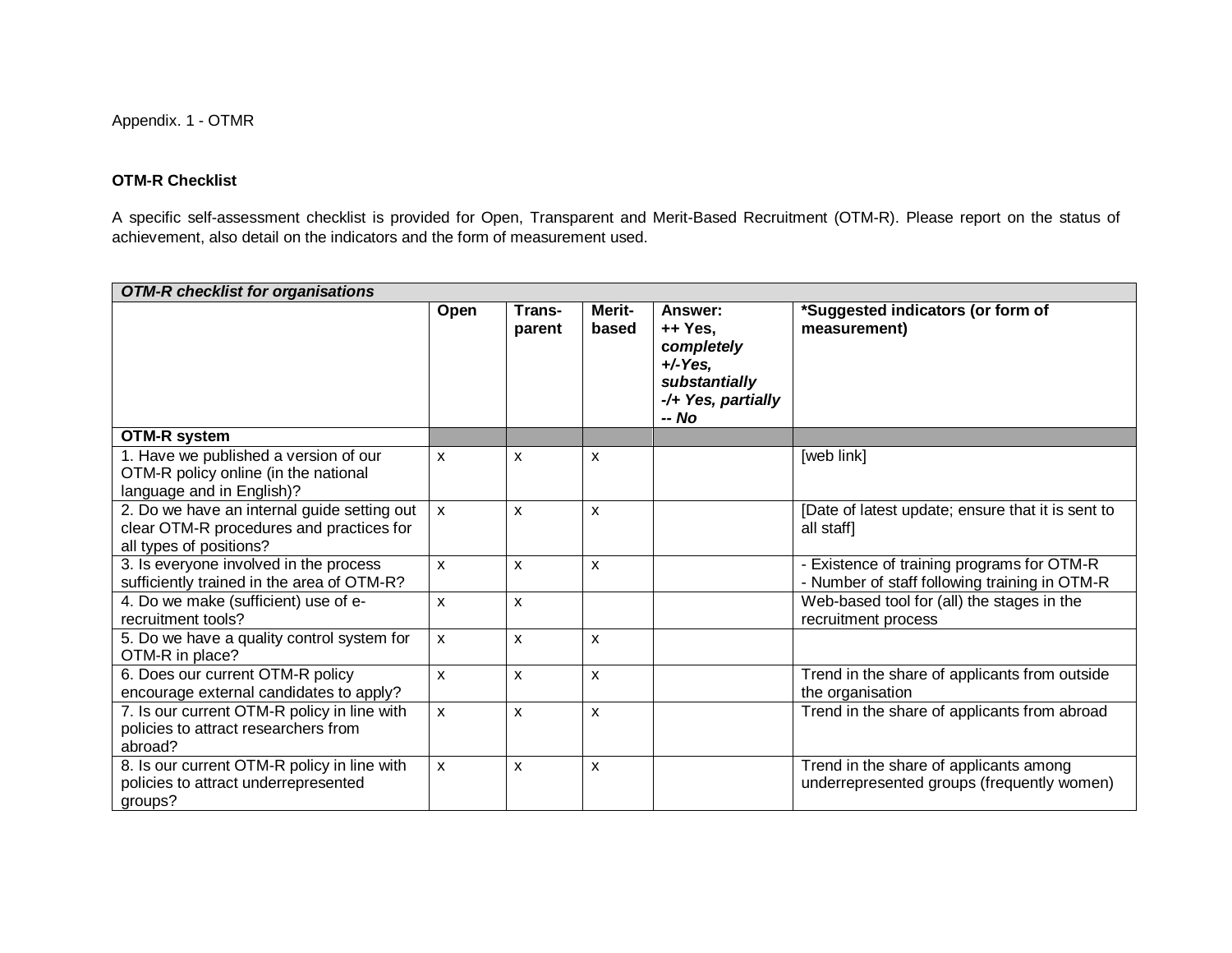Appendix. 1 - OTMR

**OTM-R Checklist**

A specific self-assessment checklist is provided for Open, Transparent and Merit-Based Recruitment (OTM-R). Please report on the status of achievement, also detail on the indicators and the form of measurement used.

| ***OTM-R checklist for organisations*** | | | | | |
|---|---|---|---|---|---|
| | **Open** | **Trans-parent** | **Merit-based** | **Answer:** **++ Yes, *completely*** ***+/-Yes, substantially*** ***-/+ Yes, partially*** ***-- No*** | **\*Suggested indicators (or form of measurement)** |
| **OTM-R system** | | | | | |
| 1. Have we published a version of our OTM-R policy online (in the national language and in English)? | x | x | x | | [web link] |
| 2. Do we have an internal guide setting out clear OTM-R procedures and practices for all types of positions? | x | x | x | | [Date of latest update; ensure that it is sent to all staff] |
| 3. Is everyone involved in the process sufficiently trained in the area of OTM-R? | x | x | x | | - Existence of training programs for OTM-R<br>- Number of staff following training in OTM-R |
| 4. Do we make (sufficient) use of e-recruitment tools? | x | x | | | Web-based tool for (all) the stages in the recruitment process |
| 5. Do we have a quality control system for OTM-R in place? | x | x | x | | |
| 6. Does our current OTM-R policy encourage external candidates to apply? | x | x | x | | Trend in the share of applicants from outside the organisation |
| 7. Is our current OTM-R policy in line with policies to attract researchers from abroad? | x | x | x | | Trend in the share of applicants from abroad |
| 8. Is our current OTM-R policy in line with policies to attract underrepresented groups? | x | x | x | | Trend in the share of applicants among underrepresented groups (frequently women) |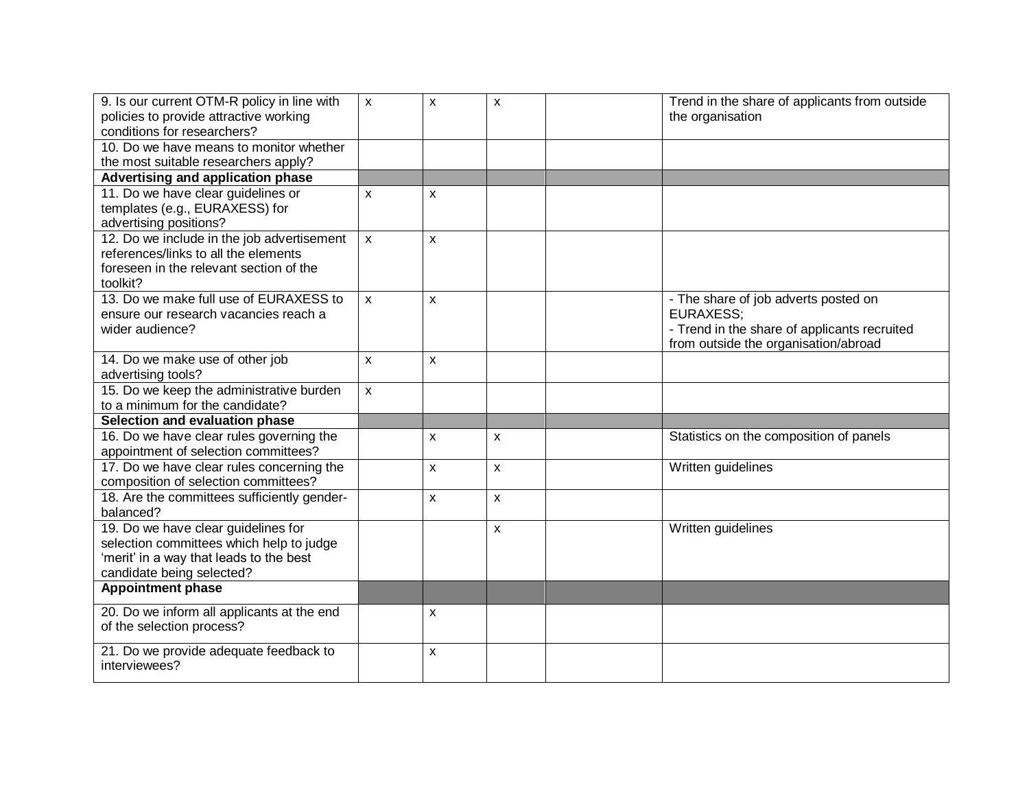| | | | | | |
|---|---|---|---|---|---|
| 9. Is our current OTM-R policy in line with policies to provide attractive working conditions for researchers? | x | x | x | | Trend in the share of applicants from outside the organisation |
| 10. Do we have means to monitor whether the most suitable researchers apply? | | | | | |
| **Advertising and application phase** | | | | | |
| 11. Do we have clear guidelines or templates (e.g., EURAXESS) for advertising positions? | x | x | | | |
| 12. Do we include in the job advertisement references/links to all the elements foreseen in the relevant section of the toolkit? | x | x | | | |
| 13. Do we make full use of EURAXESS to ensure our research vacancies reach a wider audience? | x | x | | | - The share of job adverts posted on EURAXESS;<br>- Trend in the share of applicants recruited from outside the organisation/abroad |
| 14. Do we make use of other job advertising tools? | x | x | | | |
| 15. Do we keep the administrative burden to a minimum for the candidate? | x | | | | |
| **Selection and evaluation phase** | | | | | |
| 16. Do we have clear rules governing the appointment of selection committees? | | x | x | | Statistics on the composition of panels |
| 17. Do we have clear rules concerning the composition of selection committees? | | x | x | | Written guidelines |
| 18. Are the committees sufficiently gender-balanced? | | x | x | | |
| 19. Do we have clear guidelines for selection committees which help to judge 'merit' in a way that leads to the best candidate being selected? | | | x | | Written guidelines |
| **Appointment phase** | | | | | |
| 20. Do we inform all applicants at the end of the selection process? | | x | | | |
| 21. Do we provide adequate feedback to interviewees? | | x | | | |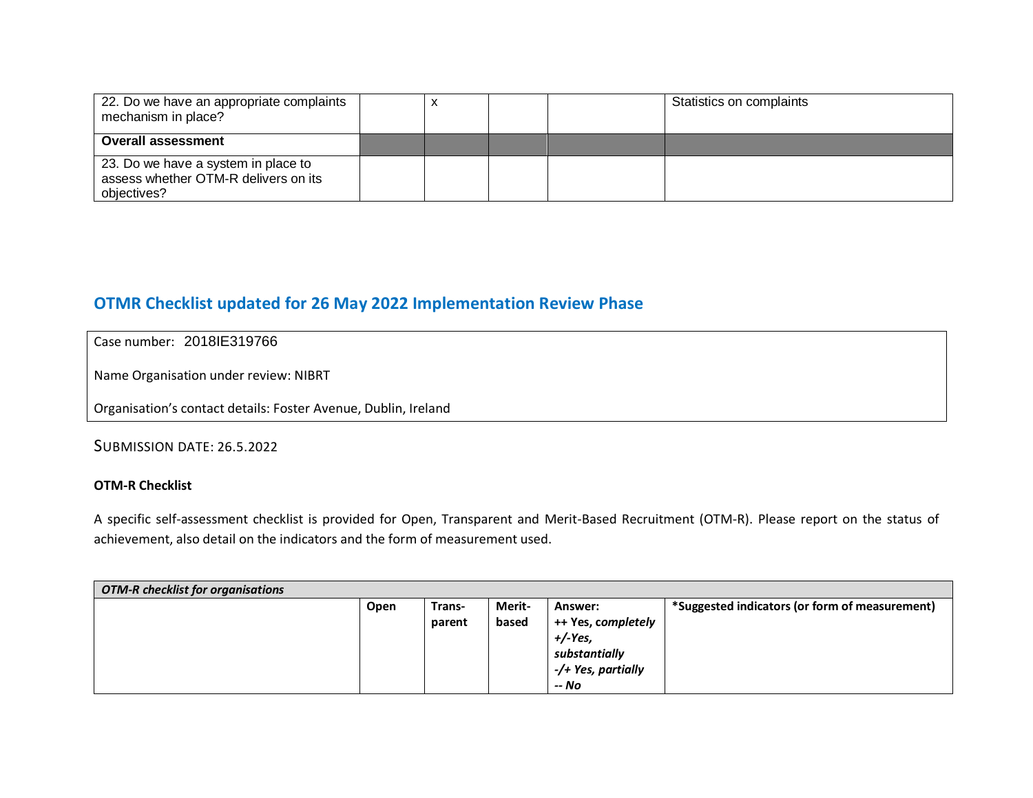| | | | | | |
|---|---|---|---|---|---|
| 22. Do we have an appropriate complaints mechanism in place? | | x | | | Statistics on complaints |
| **Overall assessment** | | | | | |
| 23. Do we have a system in place to assess whether OTM-R delivers on its objectives? | | | | | |

## OTMR Checklist updated for 26 May 2022 Implementation Review Phase

Case number: 2018IE319766

Name Organisation under review: NIBRT

Organisation's contact details: Foster Avenue, Dublin, Ireland

SUBMISSION DATE: 26.5.2022

**OTM-R Checklist**

A specific self-assessment checklist is provided for Open, Transparent and Merit-Based Recruitment (OTM-R). Please report on the status of achievement, also detail on the indicators and the form of measurement used.

| ***OTM-R checklist for organisations*** | | | | | |
|---|---|---|---|---|---|
| | **Open** | **Trans-parent** | **Merit-based** | **Answer:**<br>**++ Yes, *completely***<br>***+/-Yes, substantially***<br>***-/+ Yes, partially***<br>***-- No*** | **\*Suggested indicators (or form of measurement)** |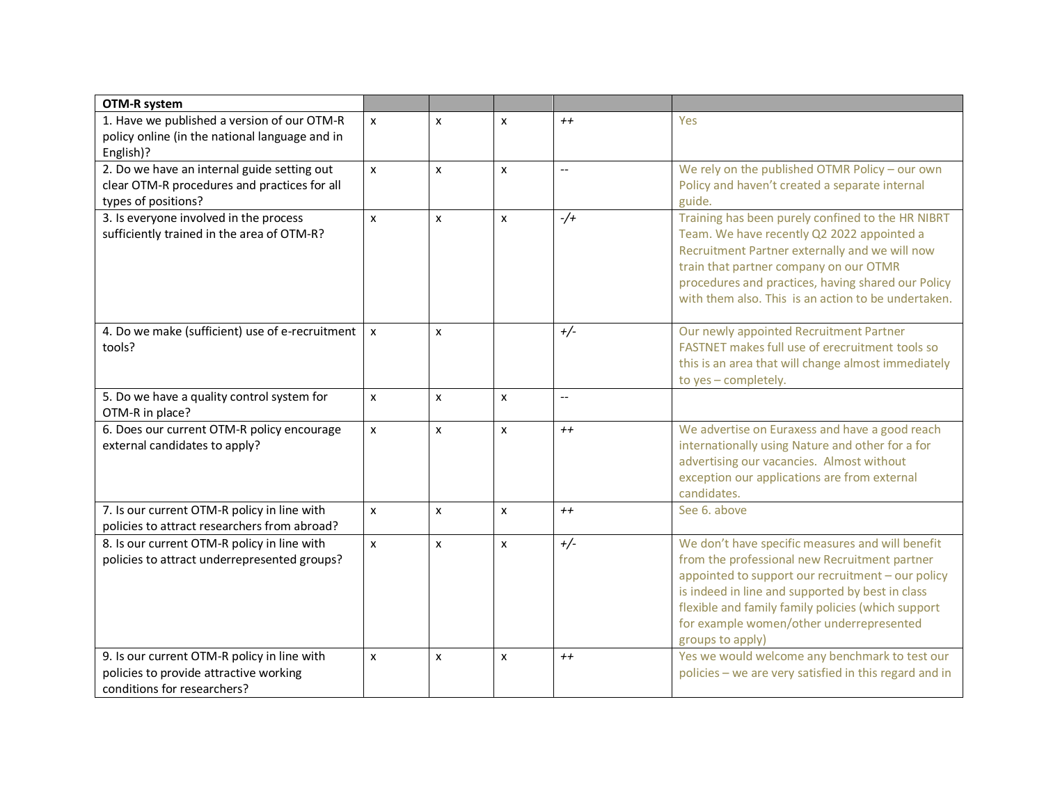| OTM-R system | | | | | |
|---|---|---|---|---|---|
| 1. Have we published a version of our OTM-R policy online (in the national language and in English)? | x | x | x | ++ | Yes |
| 2. Do we have an internal guide setting out clear OTM-R procedures and practices for all types of positions? | x | x | x | -- | We rely on the published OTMR Policy – our own Policy and haven't created a separate internal guide. |
| 3. Is everyone involved in the process sufficiently trained in the area of OTM-R? | x | x | x | -/+ | Training has been purely confined to the HR NIBRT Team. We have recently Q2 2022 appointed a Recruitment Partner externally and we will now train that partner company on our OTMR procedures and practices, having shared our Policy with them also. This is an action to be undertaken. |
| 4. Do we make (sufficient) use of e-recruitment tools? | x | x | | +/- | Our newly appointed Recruitment Partner FASTNET makes full use of erecruitment tools so this is an area that will change almost immediately to yes – completely. |
| 5. Do we have a quality control system for OTM-R in place? | x | x | x | -- | |
| 6. Does our current OTM-R policy encourage external candidates to apply? | x | x | x | ++ | We advertise on Euraxess and have a good reach internationally using Nature and other for a for advertising our vacancies. Almost without exception our applications are from external candidates. |
| 7. Is our current OTM-R policy in line with policies to attract researchers from abroad? | x | x | x | ++ | See 6. above |
| 8. Is our current OTM-R policy in line with policies to attract underrepresented groups? | x | x | x | +/- | We don't have specific measures and will benefit from the professional new Recruitment partner appointed to support our recruitment – our policy is indeed in line and supported by best in class flexible and family family policies (which support for example women/other underrepresented groups to apply) |
| 9. Is our current OTM-R policy in line with policies to provide attractive working conditions for researchers? | x | x | x | ++ | Yes we would welcome any benchmark to test our policies – we are very satisfied in this regard and in |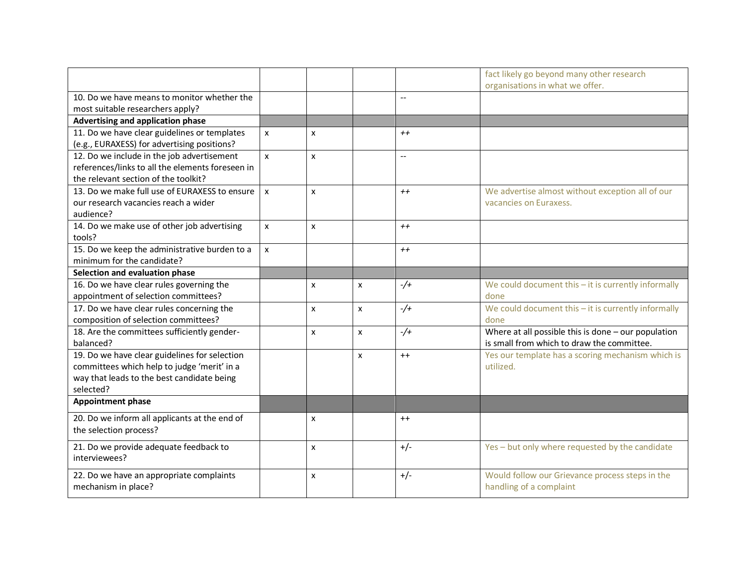| | | | | | |
|---|---|---|---|---|---|
| | | | | | fact likely go beyond many other research organisations in what we offer. |
| 10. Do we have means to monitor whether the most suitable researchers apply? | | | | -- | |
| **Advertising and application phase** | | | | | |
| 11. Do we have clear guidelines or templates (e.g., EURAXESS) for advertising positions? | x | x | | ++ | |
| 12. Do we include in the job advertisement references/links to all the elements foreseen in the relevant section of the toolkit? | x | x | | -- | |
| 13. Do we make full use of EURAXESS to ensure our research vacancies reach a wider audience? | x | x | | ++ | We advertise almost without exception all of our vacancies on Euraxess. |
| 14. Do we make use of other job advertising tools? | x | x | | ++ | |
| 15. Do we keep the administrative burden to a minimum for the candidate? | x | | | ++ | |
| **Selection and evaluation phase** | | | | | |
| 16. Do we have clear rules governing the appointment of selection committees? | | x | x | -/+ | We could document this – it is currently informally done |
| 17. Do we have clear rules concerning the composition of selection committees? | | x | x | -/+ | We could document this – it is currently informally done |
| 18. Are the committees sufficiently gender-balanced? | | x | x | -/+ | Where at all possible this is done – our population is small from which to draw the committee. |
| 19. Do we have clear guidelines for selection committees which help to judge 'merit' in a way that leads to the best candidate being selected? | | | x | ++ | Yes our template has a scoring mechanism which is utilized. |
| **Appointment phase** | | | | | |
| 20. Do we inform all applicants at the end of the selection process? | | x | | ++ | |
| 21. Do we provide adequate feedback to interviewees? | | x | | +/- | Yes – but only where requested by the candidate |
| 22. Do we have an appropriate complaints mechanism in place? | | x | | +/- | Would follow our Grievance process steps in the handling of a complaint |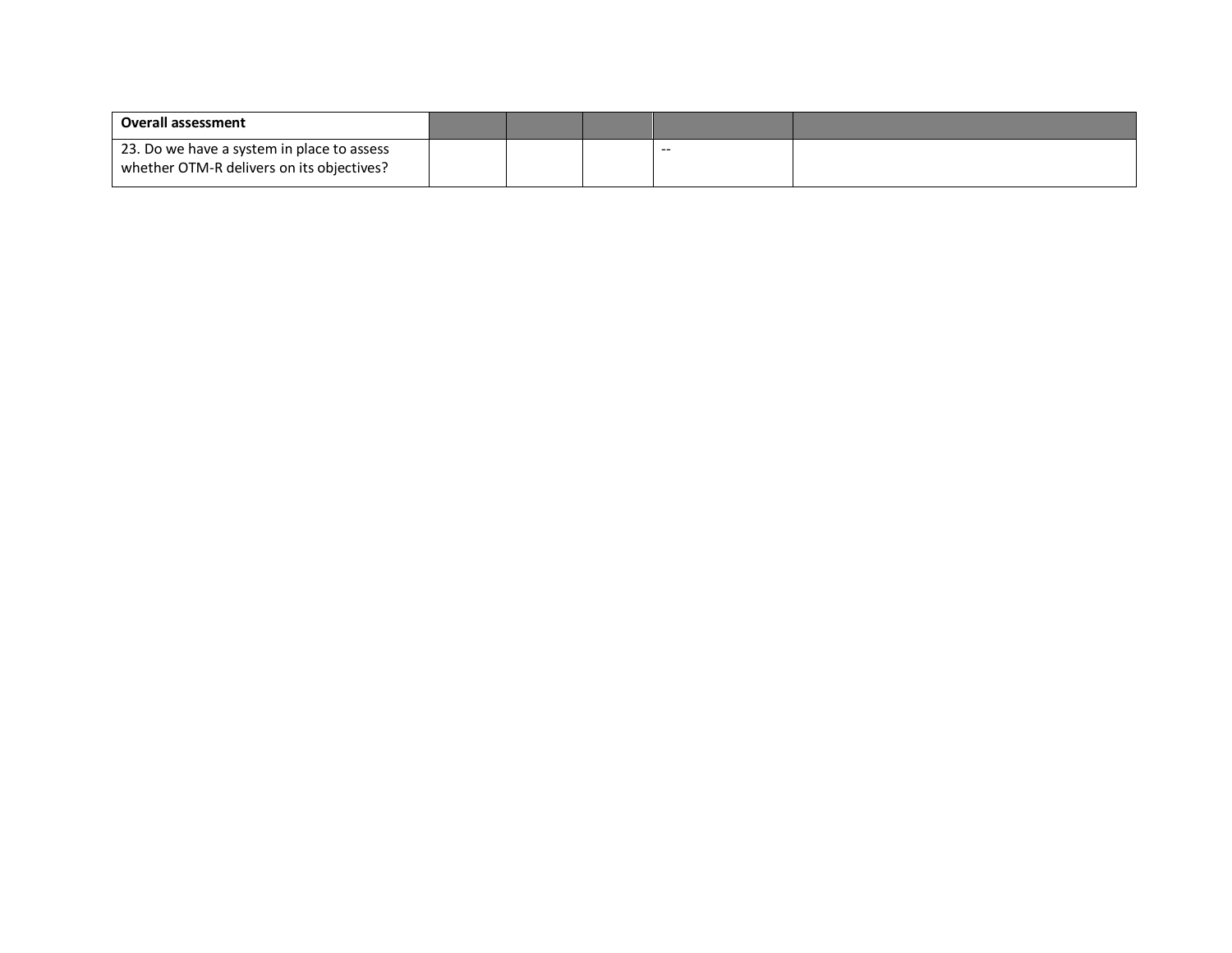| Overall assessment | | | | | |
|---|---|---|---|---|---|
| 23. Do we have a system in place to assess whether OTM-R delivers on its objectives? | | | | -- | |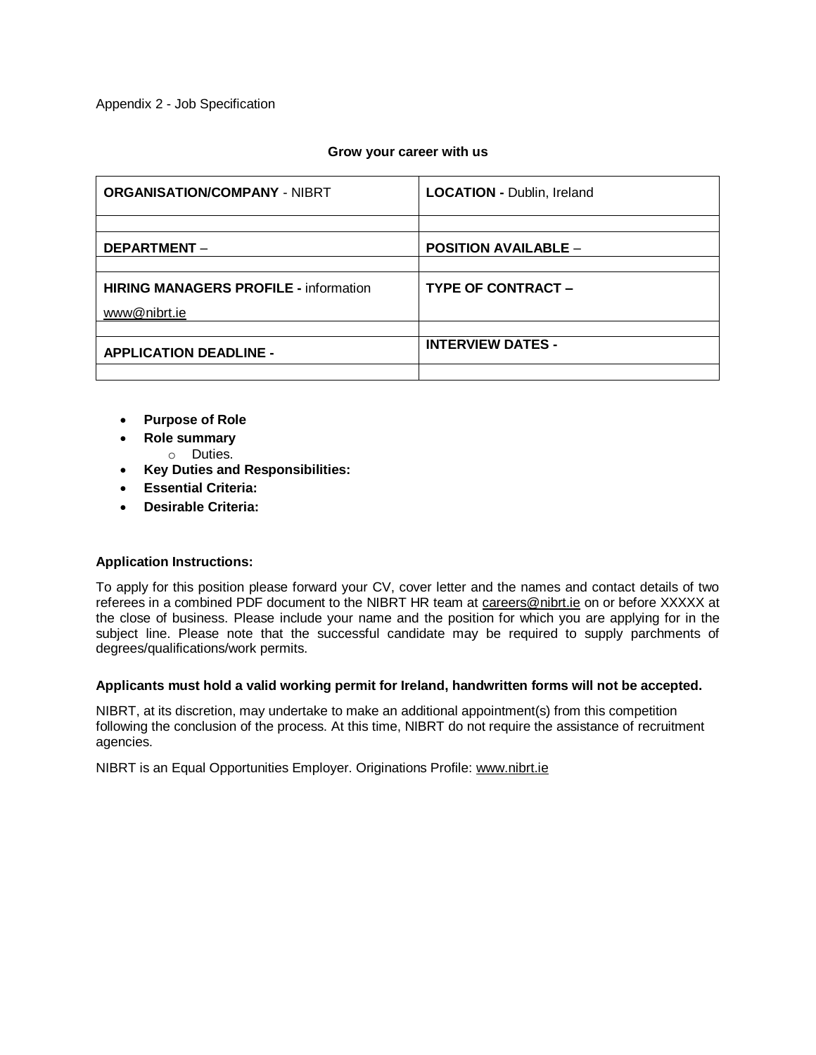Appendix 2 - Job Specification

**Grow your career with us**

| | |
|---|---|
| **ORGANISATION/COMPANY** - NIBRT | **LOCATION -** Dublin, Ireland |
| | |
| **DEPARTMENT** – | **POSITION AVAILABLE** – |
| | |
| **HIRING MANAGERS PROFILE -** information www@nibrt.ie | **TYPE OF CONTRACT –** |
| | |
| **APPLICATION DEADLINE -** | **INTERVIEW DATES -** |
| | |

- **Purpose of Role**
- **Role summary**
  - Duties.
- **Key Duties and Responsibilities:**
- **Essential Criteria:**
- **Desirable Criteria:**

**Application Instructions:**

To apply for this position please forward your CV, cover letter and the names and contact details of two referees in a combined PDF document to the NIBRT HR team at careers@nibrt.ie on or before XXXXX at the close of business. Please include your name and the position for which you are applying for in the subject line. Please note that the successful candidate may be required to supply parchments of degrees/qualifications/work permits.

**Applicants must hold a valid working permit for Ireland, handwritten forms will not be accepted.**

NIBRT, at its discretion, may undertake to make an additional appointment(s) from this competition following the conclusion of the process. At this time, NIBRT do not require the assistance of recruitment agencies.

NIBRT is an Equal Opportunities Employer. Originations Profile: www.nibrt.ie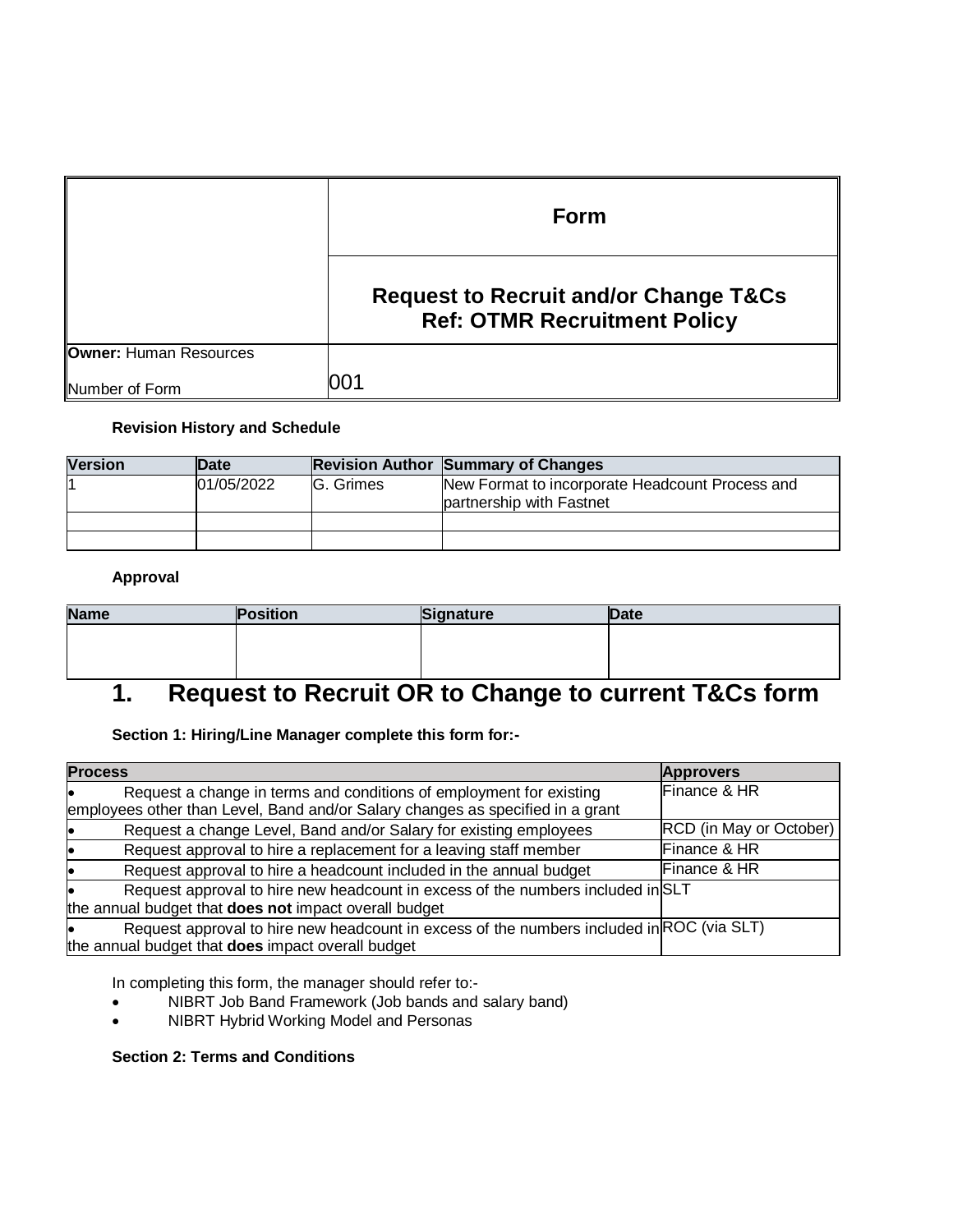| | Form |
|---|---|
| | **Request to Recruit and/or Change T&Cs**<br>**Ref: OTMR Recruitment Policy** |
| **Owner:** Human Resources<br>Number of Form | 001 |

**Revision History and Schedule**

| Version | Date | Revision Author | Summary of Changes |
|---|---|---|---|
| 1 | 01/05/2022 | G. Grimes | New Format to incorporate Headcount Process and partnership with Fastnet |
| | | | |
| | | | |

**Approval**

| Name | Position | Signature | Date |
|---|---|---|---|
| | | | |

# 1. Request to Recruit OR to Change to current T&Cs form

**Section 1: Hiring/Line Manager complete this form for:-**

| Process | Approvers |
|---|---|
| • Request a change in terms and conditions of employment for existing employees other than Level, Band and/or Salary changes as specified in a grant | Finance & HR |
| • Request a change Level, Band and/or Salary for existing employees | RCD (in May or October) |
| • Request approval to hire a replacement for a leaving staff member | Finance & HR |
| • Request approval to hire a headcount included in the annual budget | Finance & HR |
| • Request approval to hire new headcount in excess of the numbers included in the annual budget that **does not** impact overall budget | SLT |
| • Request approval to hire new headcount in excess of the numbers included in the annual budget that **does** impact overall budget | ROC (via SLT) |

In completing this form, the manager should refer to:-

- NIBRT Job Band Framework (Job bands and salary band)
- NIBRT Hybrid Working Model and Personas

**Section 2: Terms and Conditions**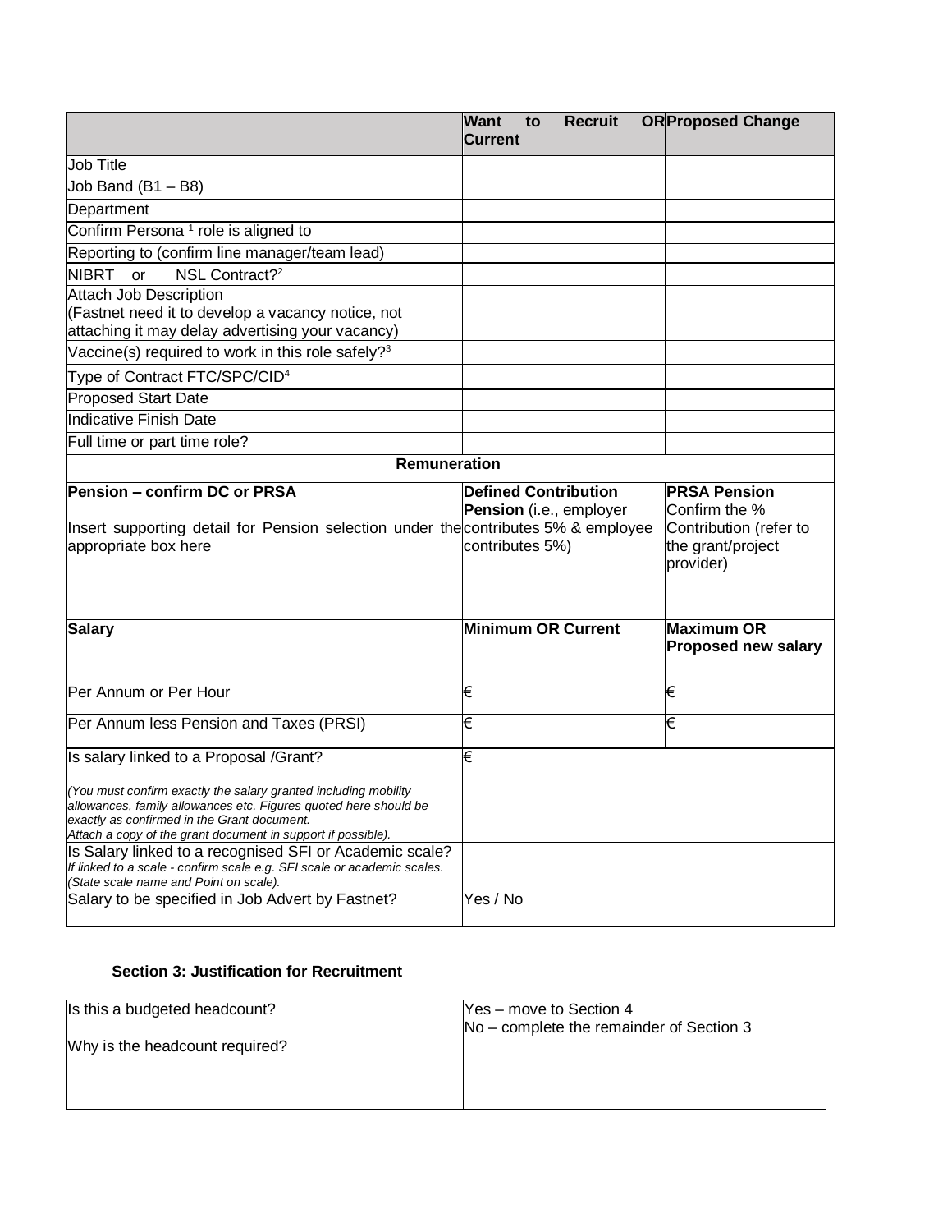| | Want to Recruit OR Current | Proposed Change |
|---|---|---|
| Job Title | | |
| Job Band (B1 – B8) | | |
| Department | | |
| Confirm Persona [1] role is aligned to | | |
| Reporting to (confirm line manager/team lead) | | |
| NIBRT or NSL Contract?[2] | | |
| Attach Job Description (Fastnet need it to develop a vacancy notice, not attaching it may delay advertising your vacancy) | | |
| Vaccine(s) required to work in this role safely?[3] | | |
| Type of Contract FTC/SPC/CID[4] | | |
| Proposed Start Date | | |
| Indicative Finish Date | | |
| Full time or part time role? | | |
| **Remuneration** | | |
| **Pension – confirm DC or PRSA**<br><br>Insert supporting detail for Pension selection under the appropriate box here | **Defined Contribution Pension** (i.e., employer contributes 5% & employee contributes 5%) | **PRSA Pension** Confirm the % Contribution (refer to the grant/project provider) |
| **Salary** | **Minimum OR Current** | **Maximum OR Proposed new salary** |
| Per Annum or Per Hour | € | € |
| Per Annum less Pension and Taxes (PRSI) | € | € |
| Is salary linked to a Proposal /Grant?<br><br>*(You must confirm exactly the salary granted including mobility allowances, family allowances etc. Figures quoted here should be exactly as confirmed in the Grant document. Attach a copy of the grant document in support if possible).* | € | |
| Is Salary linked to a recognised SFI or Academic scale? *If linked to a scale - confirm scale e.g. SFI scale or academic scales. (State scale name and Point on scale).* | | |
| Salary to be specified in Job Advert by Fastnet? | Yes / No | |

**Section 3: Justification for Recruitment**

| | |
|---|---|
| Is this a budgeted headcount? | Yes – move to Section 4<br>No – complete the remainder of Section 3 |
| Why is the headcount required? | |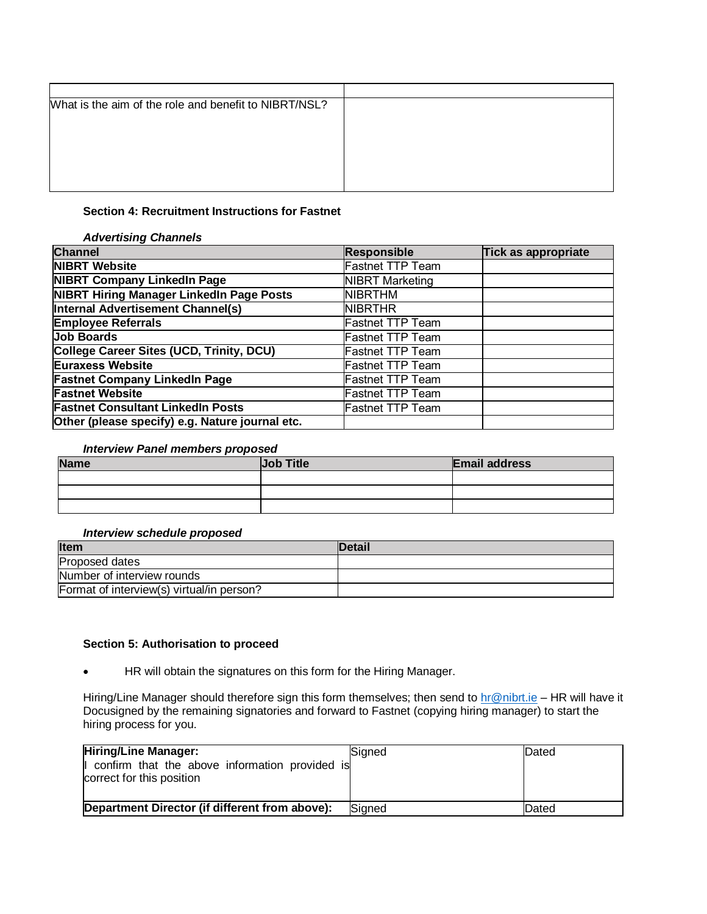| | |
|---|---|
| What is the aim of the role and benefit to NIBRT/NSL? | |

**Section 4: Recruitment Instructions for Fastnet**

***Advertising Channels***

| Channel | Responsible | Tick as appropriate |
|---|---|---|
| **NIBRT Website** | Fastnet TTP Team | |
| **NIBRT Company LinkedIn Page** | NIBRT Marketing | |
| **NIBRT Hiring Manager LinkedIn Page Posts** | NIBRTHM | |
| **Internal Advertisement Channel(s)** | NIBRTHR | |
| **Employee Referrals** | Fastnet TTP Team | |
| **Job Boards** | Fastnet TTP Team | |
| **College Career Sites (UCD, Trinity, DCU)** | Fastnet TTP Team | |
| **Euraxess Website** | Fastnet TTP Team | |
| **Fastnet Company LinkedIn Page** | Fastnet TTP Team | |
| **Fastnet Website** | Fastnet TTP Team | |
| **Fastnet Consultant LinkedIn Posts** | Fastnet TTP Team | |
| **Other (please specify) e.g. Nature journal etc.** | | |

***Interview Panel members proposed***

| Name | Job Title | Email address |
|---|---|---|
| | | |
| | | |
| | | |

***Interview schedule proposed***

| Item | Detail |
|---|---|
| Proposed dates | |
| Number of interview rounds | |
| Format of interview(s) virtual/in person? | |

**Section 5: Authorisation to proceed**

- HR will obtain the signatures on this form for the Hiring Manager.

Hiring/Line Manager should therefore sign this form themselves; then send to hr@nibrt.ie – HR will have it Docusigned by the remaining signatories and forward to Fastnet (copying hiring manager) to start the hiring process for you.

| | | |
|---|---|---|
| **Hiring/Line Manager:** I confirm that the above information provided is correct for this position | Signed | Dated |
| **Department Director (if different from above):** | Signed | Dated |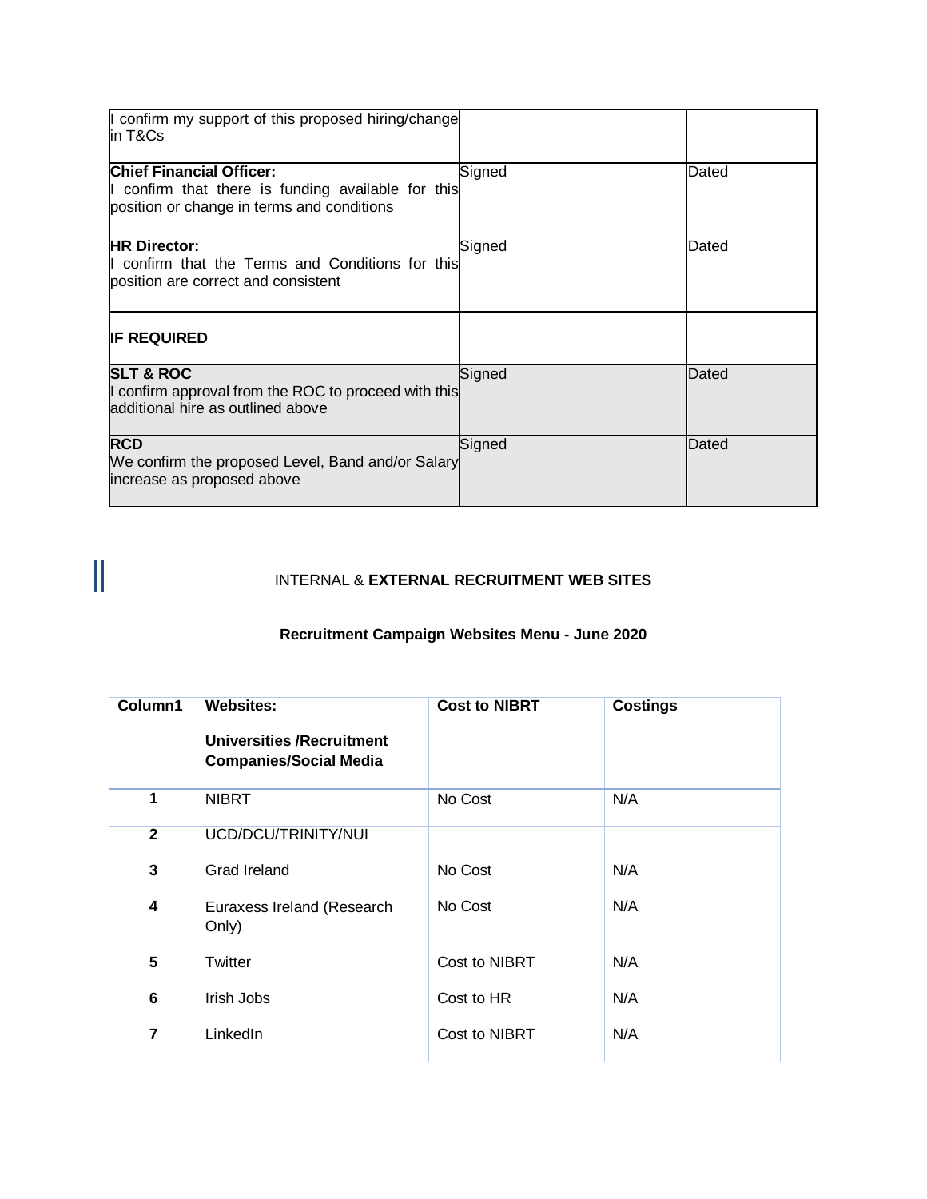| | | |
|---|---|---|
| I confirm my support of this proposed hiring/change in T&Cs | | |
| **Chief Financial Officer:** I confirm that there is funding available for this position or change in terms and conditions | Signed | Dated |
| **HR Director:** I confirm that the Terms and Conditions for this position are correct and consistent | Signed | Dated |
| **IF REQUIRED** | | |
| **SLT & ROC** I confirm approval from the ROC to proceed with this additional hire as outlined above | Signed | Dated |
| **RCD** We confirm the proposed Level, Band and/or Salary increase as proposed above | Signed | Dated |

INTERNAL & **EXTERNAL RECRUITMENT WEB SITES**

**Recruitment Campaign Websites Menu - June 2020**

| Column1 | Websites: **Universities /Recruitment Companies/Social Media** | Cost to NIBRT | Costings |
|---|---|---|---|
| **1** | NIBRT | No Cost | N/A |
| **2** | UCD/DCU/TRINITY/NUI | | |
| **3** | Grad Ireland | No Cost | N/A |
| **4** | Euraxess Ireland (Research Only) | No Cost | N/A |
| **5** | Twitter | Cost to NIBRT | N/A |
| **6** | Irish Jobs | Cost to HR | N/A |
| **7** | LinkedIn | Cost to NIBRT | N/A |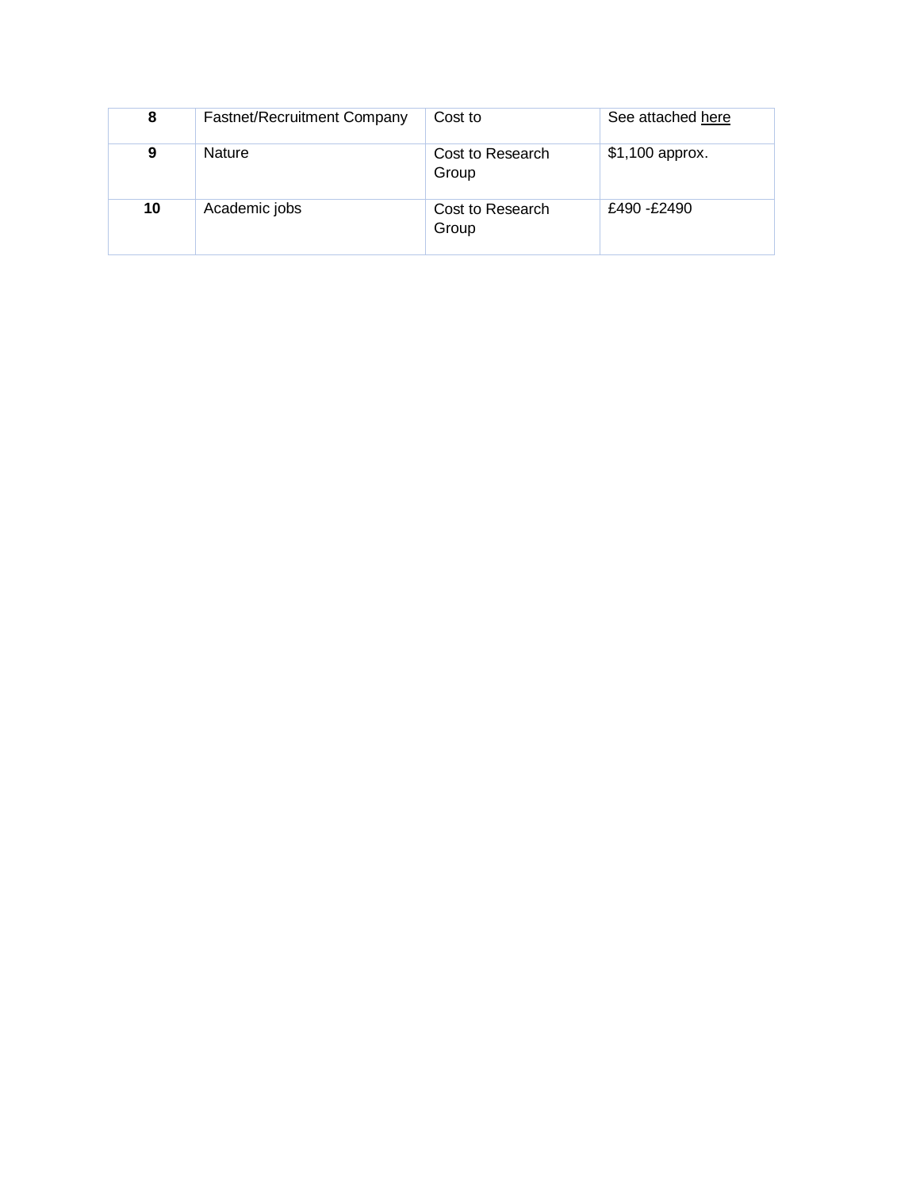| | | | |
|---|---|---|---|
| **8** | Fastnet/Recruitment Company | Cost to | See attached here |
| **9** | Nature | Cost to Research Group | $1,100 approx. |
| **10** | Academic jobs | Cost to Research Group | £490 -£2490 |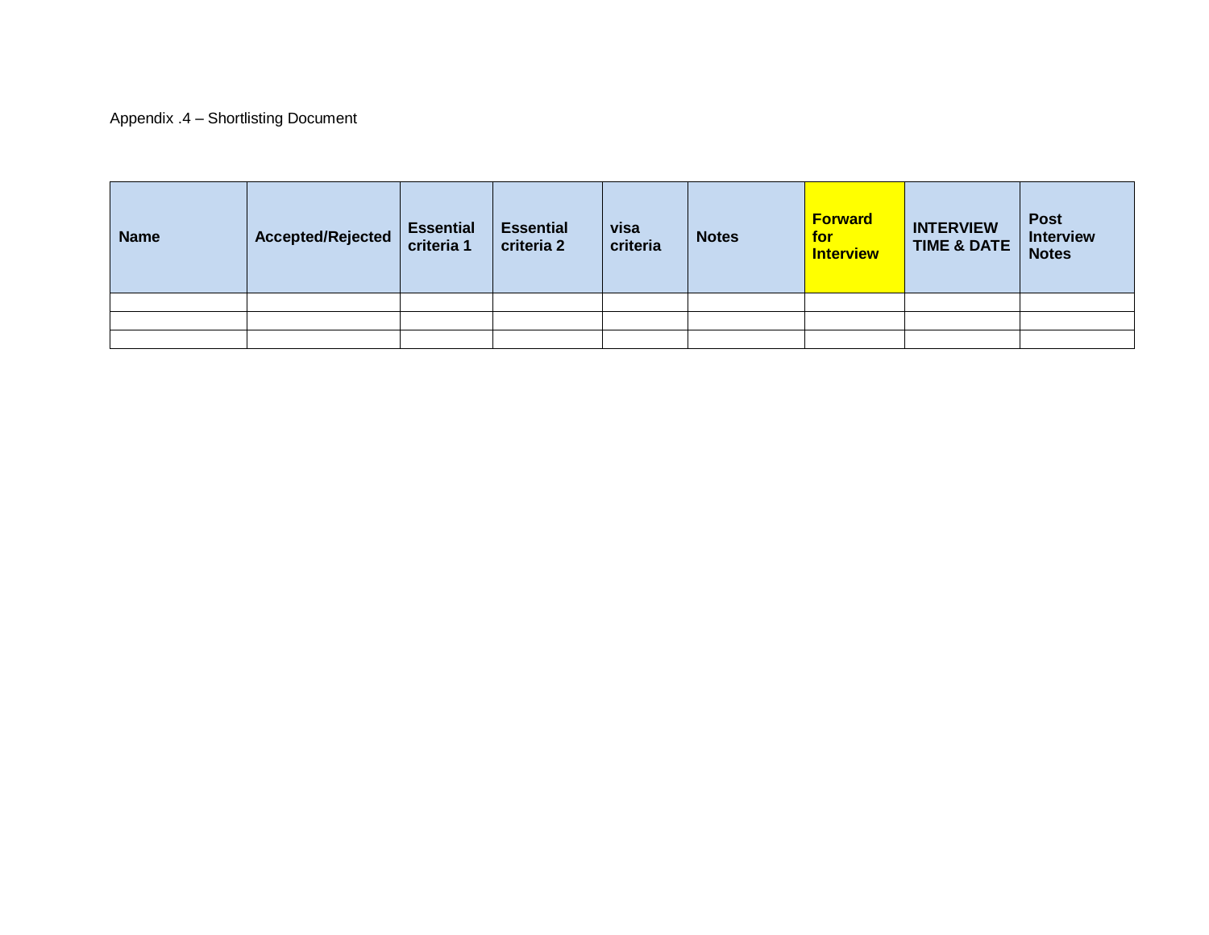Appendix .4 – Shortlisting Document

| Name | Accepted/Rejected | Essential criteria 1 | Essential criteria 2 | visa criteria | Notes | Forward for Interview | INTERVIEW TIME & DATE | Post Interview Notes |
|---|---|---|---|---|---|---|---|---|
| | | | | | | | | |
| | | | | | | | | |
| | | | | | | | | |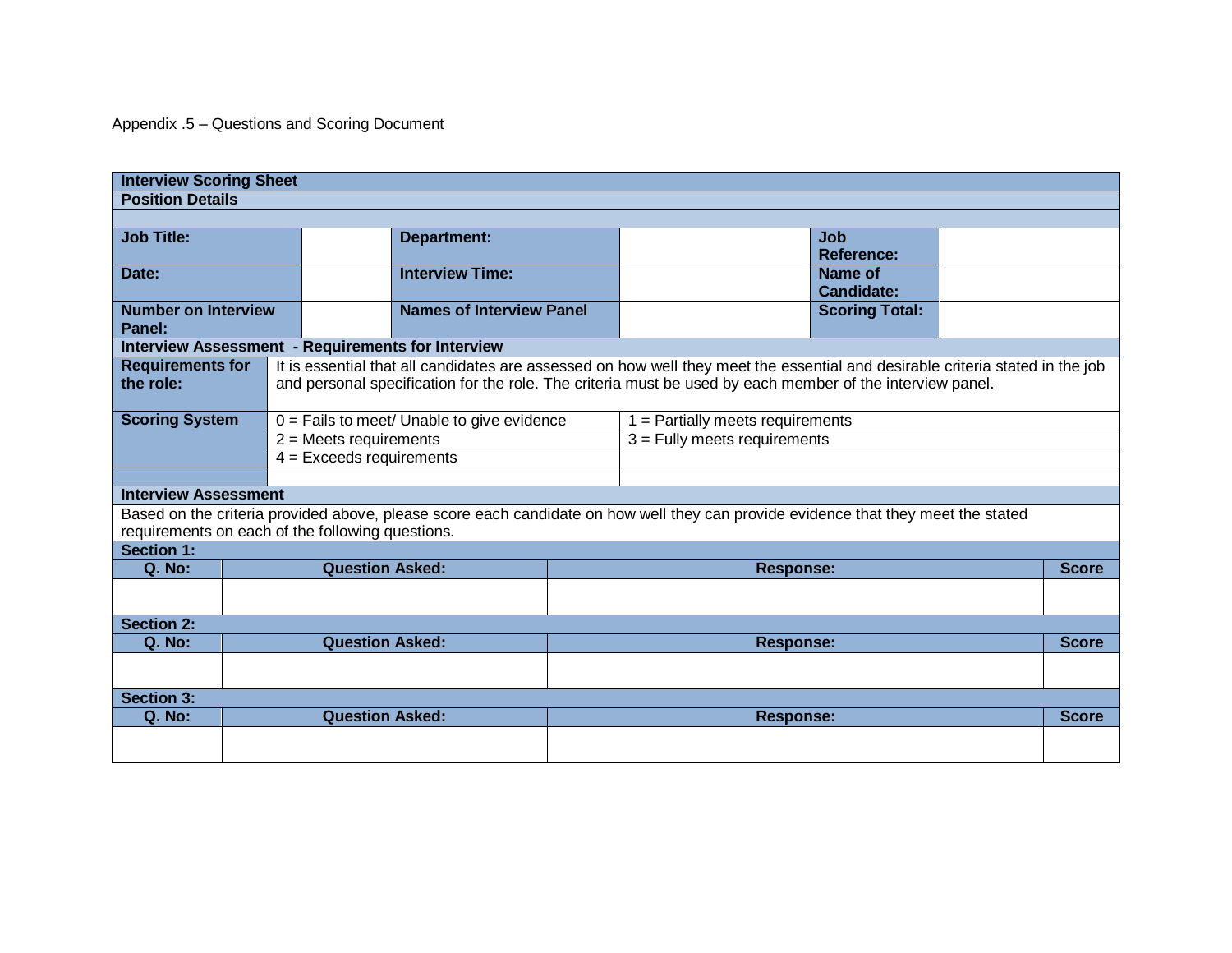Appendix .5 – Questions and Scoring Document

| Interview Scoring Sheet | | | | | |
|---|---|---|---|---|---|
| **Position Details** | | | | | |
| | | | | | |
| **Job Title:** | | **Department:** | | **Job Reference:** | |
| **Date:** | | **Interview Time:** | | **Name of Candidate:** | |
| **Number on Interview Panel:** | | **Names of Interview Panel** | | **Scoring Total:** | |

| Interview Assessment - Requirements for Interview | | |
|---|---|---|
| **Requirements for the role:** | It is essential that all candidates are assessed on how well they meet the essential and desirable criteria stated in the job and personal specification for the role. The criteria must be used by each member of the interview panel. | |
| **Scoring System** | 0 = Fails to meet/ Unable to give evidence | 1 = Partially meets requirements |
| | 2 = Meets requirements | 3 = Fully meets requirements |
| | 4 = Exceeds requirements | |
| | | |

**Interview Assessment**

Based on the criteria provided above, please score each candidate on how well they can provide evidence that they meet the stated requirements on each of the following questions.

**Section 1:**

| Q. No: | Question Asked: | Response: | Score |
|---|---|---|---|
| | | | |

**Section 2:**

| Q. No: | Question Asked: | Response: | Score |
|---|---|---|---|
| | | | |

**Section 3:**

| Q. No: | Question Asked: | Response: | Score |
|---|---|---|---|
| | | | |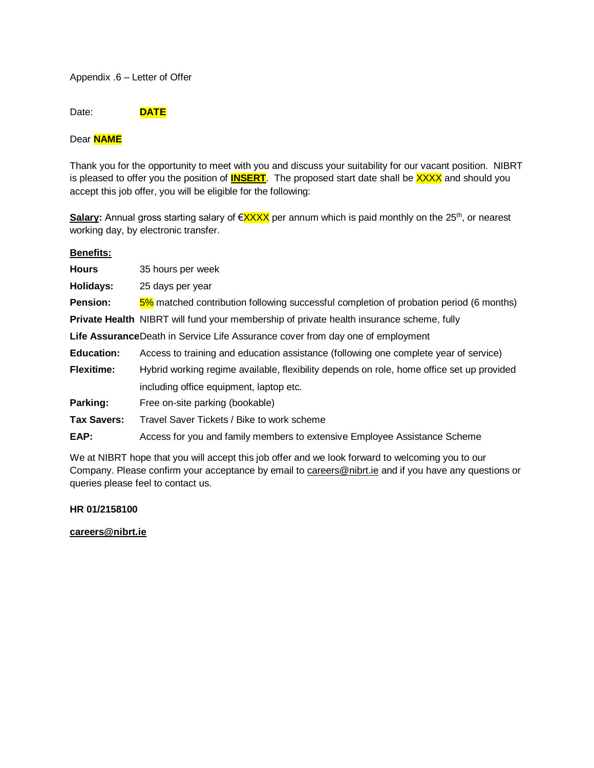Appendix .6 – Letter of Offer

Date: **DATE**

Dear **NAME**

Thank you for the opportunity to meet with you and discuss your suitability for our vacant position. NIBRT is pleased to offer you the position of **INSERT**. The proposed start date shall be XXXX and should you accept this job offer, you will be eligible for the following:

**Salary:** Annual gross starting salary of €XXXX per annum which is paid monthly on the 25th, or nearest working day, by electronic transfer.

**Benefits:**

| | |
|---|---|
| **Hours** | 35 hours per week |
| **Holidays:** | 25 days per year |
| **Pension:** | 5% matched contribution following successful completion of probation period (6 months) |
| **Private Health** | NIBRT will fund your membership of private health insurance scheme, fully |
| **Life Assurance** | Death in Service Life Assurance cover from day one of employment |
| **Education:** | Access to training and education assistance (following one complete year of service) |
| **Flexitime:** | Hybrid working regime available, flexibility depends on role, home office set up provided including office equipment, laptop etc. |
| **Parking:** | Free on-site parking (bookable) |
| **Tax Savers:** | Travel Saver Tickets / Bike to work scheme |
| **EAP:** | Access for you and family members to extensive Employee Assistance Scheme |

We at NIBRT hope that you will accept this job offer and we look forward to welcoming you to our Company. Please confirm your acceptance by email to careers@nibrt.ie and if you have any questions or queries please feel to contact us.

**HR 01/2158100**

**careers@nibrt.ie**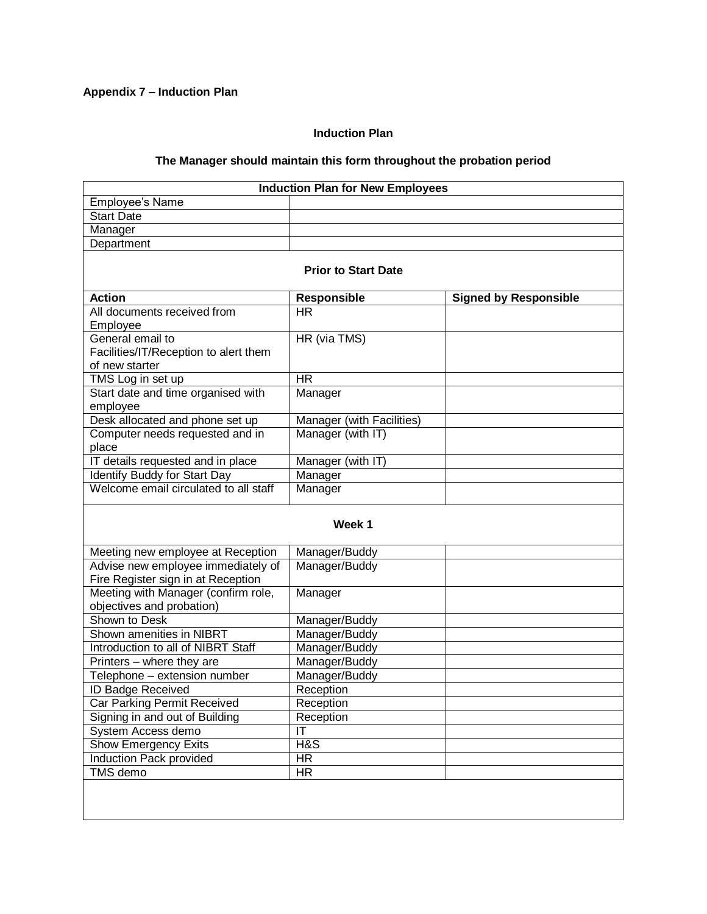**Appendix 7 – Induction Plan**

**Induction Plan**

**The Manager should maintain this form throughout the probation period**

| **Induction Plan for New Employees** | | |
|---|---|---|
| Employee's Name | | |
| Start Date | | |
| Manager | | |
| Department | | |
| **Prior to Start Date** | | |
| **Action** | **Responsible** | **Signed by Responsible** |
| All documents received from Employee | HR | |
| General email to Facilities/IT/Reception to alert them of new starter | HR (via TMS) | |
| TMS Log in set up | HR | |
| Start date and time organised with employee | Manager | |
| Desk allocated and phone set up | Manager (with Facilities) | |
| Computer needs requested and in place | Manager (with IT) | |
| IT details requested and in place | Manager (with IT) | |
| Identify Buddy for Start Day | Manager | |
| Welcome email circulated to all staff | Manager | |
| **Week 1** | | |
| Meeting new employee at Reception | Manager/Buddy | |
| Advise new employee immediately of Fire Register sign in at Reception | Manager/Buddy | |
| Meeting with Manager (confirm role, objectives and probation) | Manager | |
| Shown to Desk | Manager/Buddy | |
| Shown amenities in NIBRT | Manager/Buddy | |
| Introduction to all of NIBRT Staff | Manager/Buddy | |
| Printers – where they are | Manager/Buddy | |
| Telephone – extension number | Manager/Buddy | |
| ID Badge Received | Reception | |
| Car Parking Permit Received | Reception | |
| Signing in and out of Building | Reception | |
| System Access demo | IT | |
| Show Emergency Exits | H&S | |
| Induction Pack provided | HR | |
| TMS demo | HR | |
| | | |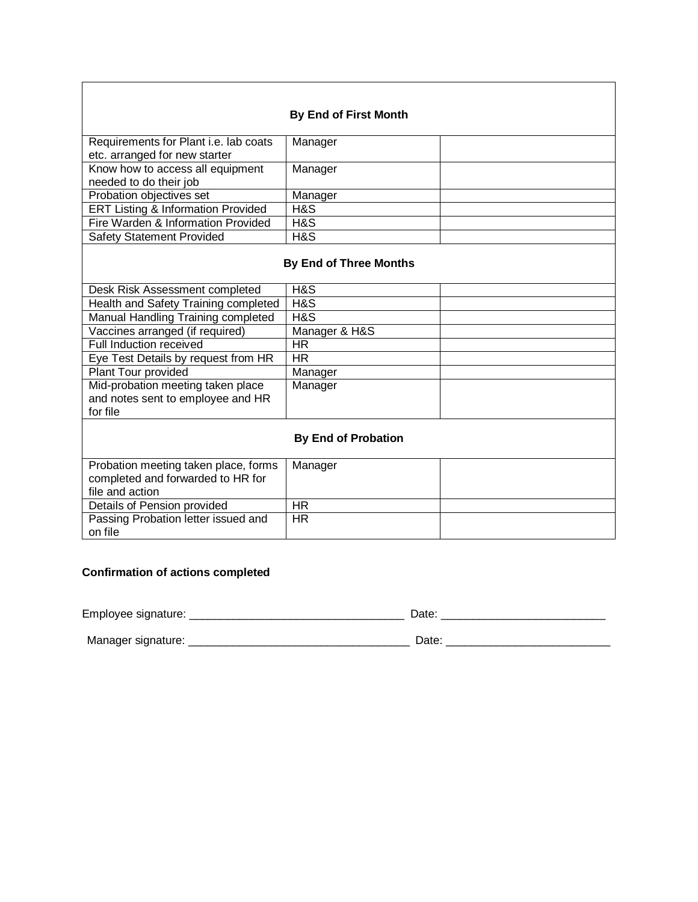| | | |
|---|---|---|
| **By End of First Month** | | |
| Requirements for Plant i.e. lab coats etc. arranged for new starter | Manager | |
| Know how to access all equipment needed to do their job | Manager | |
| Probation objectives set | Manager | |
| ERT Listing & Information Provided | H&S | |
| Fire Warden & Information Provided | H&S | |
| Safety Statement Provided | H&S | |
| **By End of Three Months** | | |
| Desk Risk Assessment completed | H&S | |
| Health and Safety Training completed | H&S | |
| Manual Handling Training completed | H&S | |
| Vaccines arranged (if required) | Manager & H&S | |
| Full Induction received | HR | |
| Eye Test Details by request from HR | HR | |
| Plant Tour provided | Manager | |
| Mid-probation meeting taken place and notes sent to employee and HR for file | Manager | |
| **By End of Probation** | | |
| Probation meeting taken place, forms completed and forwarded to HR for file and action | Manager | |
| Details of Pension provided | HR | |
| Passing Probation letter issued and on file | HR | |

**Confirmation of actions completed**

Employee signature: _________________________________ Date: _________________________

Manager signature: __________________________________ Date: _________________________